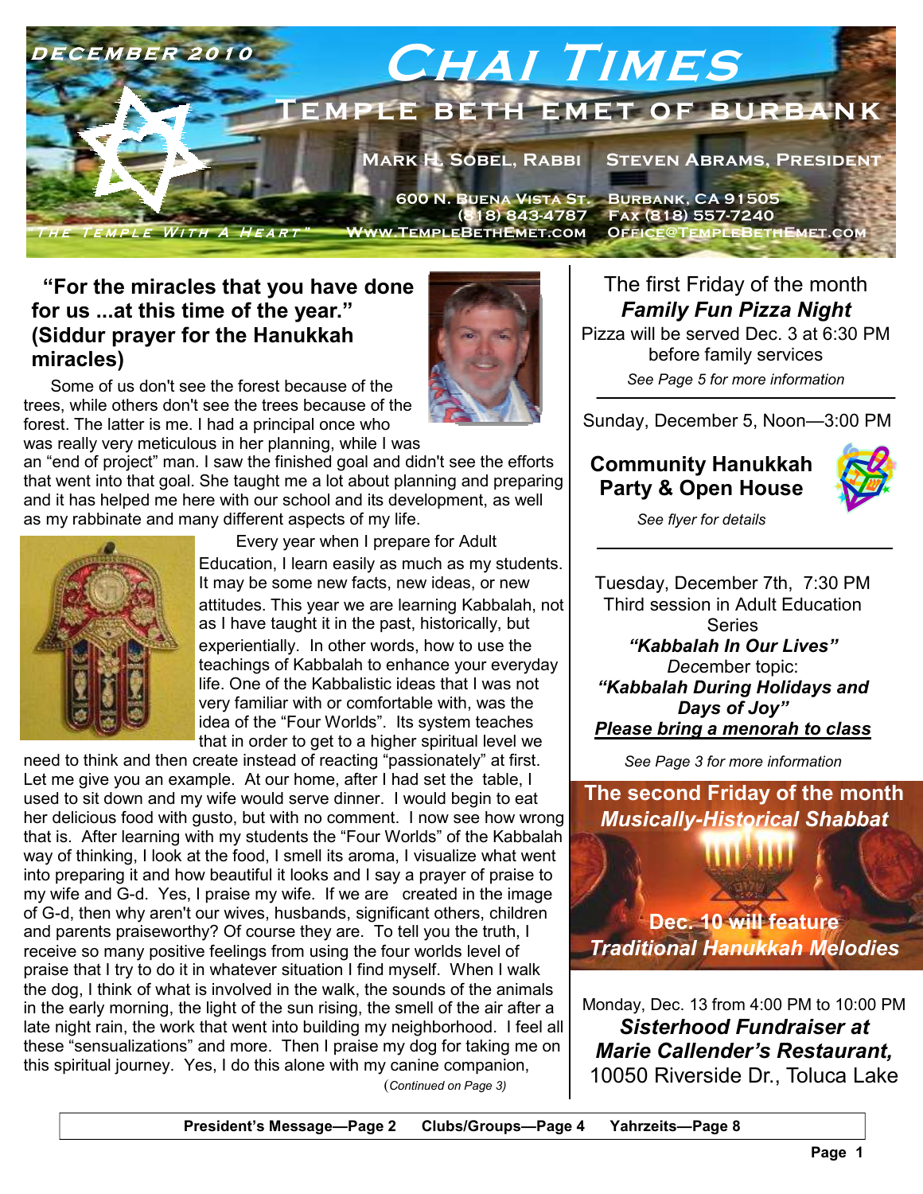# Chai Times

**December 2010**

## Temple Beth Emet of Burbank

Mark H. Sobel, Rabbi — Steven Abrams, President

600 N. Buena Vista St. Burbank, CA 91505
(818) 843-4787 Fax (818) 557-7240
"The Temple With A Heart" Www.TempleBethEmet.com Office@TempleBethEmet.com

### "For the miracles that you have done for us ...at this time of the year." (Siddur prayer for the Hanukkah miracles)

Some of us don't see the forest because of the trees, while others don't see the trees because of the forest. The latter is me. I had a principal once who was really very meticulous in her planning, while I was an "end of project" man. I saw the finished goal and didn't see the efforts that went into that goal. She taught me a lot about planning and preparing and it has helped me here with our school and its development, as well as my rabbinate and many different aspects of my life.

Every year when I prepare for Adult Education, I learn easily as much as my students. It may be some new facts, new ideas, or new attitudes. This year we are learning Kabbalah, not as I have taught it in the past, historically, but experientially. In other words, how to use the teachings of Kabbalah to enhance your everyday life. One of the Kabbalistic ideas that I was not very familiar with or comfortable with, was the idea of the "Four Worlds". Its system teaches that in order to get to a higher spiritual level we need to think and then create instead of reacting "passionately" at first. Let me give you an example. At our home, after I had set the table, I used to sit down and my wife would serve dinner. I would begin to eat her delicious food with gusto, but with no comment. I now see how wrong that is. After learning with my students the "Four Worlds" of the Kabbalah way of thinking, I look at the food, I smell its aroma, I visualize what went into preparing it and how beautiful it looks and I say a prayer of praise to my wife and G-d. Yes, I praise my wife. If we are created in the image of G-d, then why aren't our wives, husbands, significant others, children and parents praiseworthy? Of course they are. To tell you the truth, I receive so many positive feelings from using the four worlds level of praise that I try to do it in whatever situation I find myself. When I walk the dog, I think of what is involved in the walk, the sounds of the animals in the early morning, the light of the sun rising, the smell of the air after a late night rain, the work that went into building my neighborhood. I feel all these "sensualizations" and more. Then I praise my dog for taking me on this spiritual journey. Yes, I do this alone with my canine companion,

(*Continued on Page 3*)

---

The first Friday of the month
***Family Fun Pizza Night***
Pizza will be served Dec. 3 at 6:30 PM before family services
*See Page 5 for more information*

---

Sunday, December 5, Noon—3:00 PM

**Community Hanukkah Party & Open House**

*See flyer for details*

---

Tuesday, December 7th, 7:30 PM
Third session in Adult Education Series
***"Kabbalah In Our Lives"***
*December topic:*
***"Kabbalah During Holidays and Days of Joy"***
***Please bring a menorah to class***

*See Page 3 for more information*

---

**The second Friday of the month**
***Musically-Historical Shabbat***

**Dec. 10 will feature**
***Traditional Hanukkah Melodies***

---

Monday, Dec. 13 from 4:00 PM to 10:00 PM
***Sisterhood Fundraiser at Marie Callender's Restaurant,***
10050 Riverside Dr., Toluca Lake

---

**President's Message—Page 2 Clubs/Groups—Page 4 Yahrzeits—Page 8**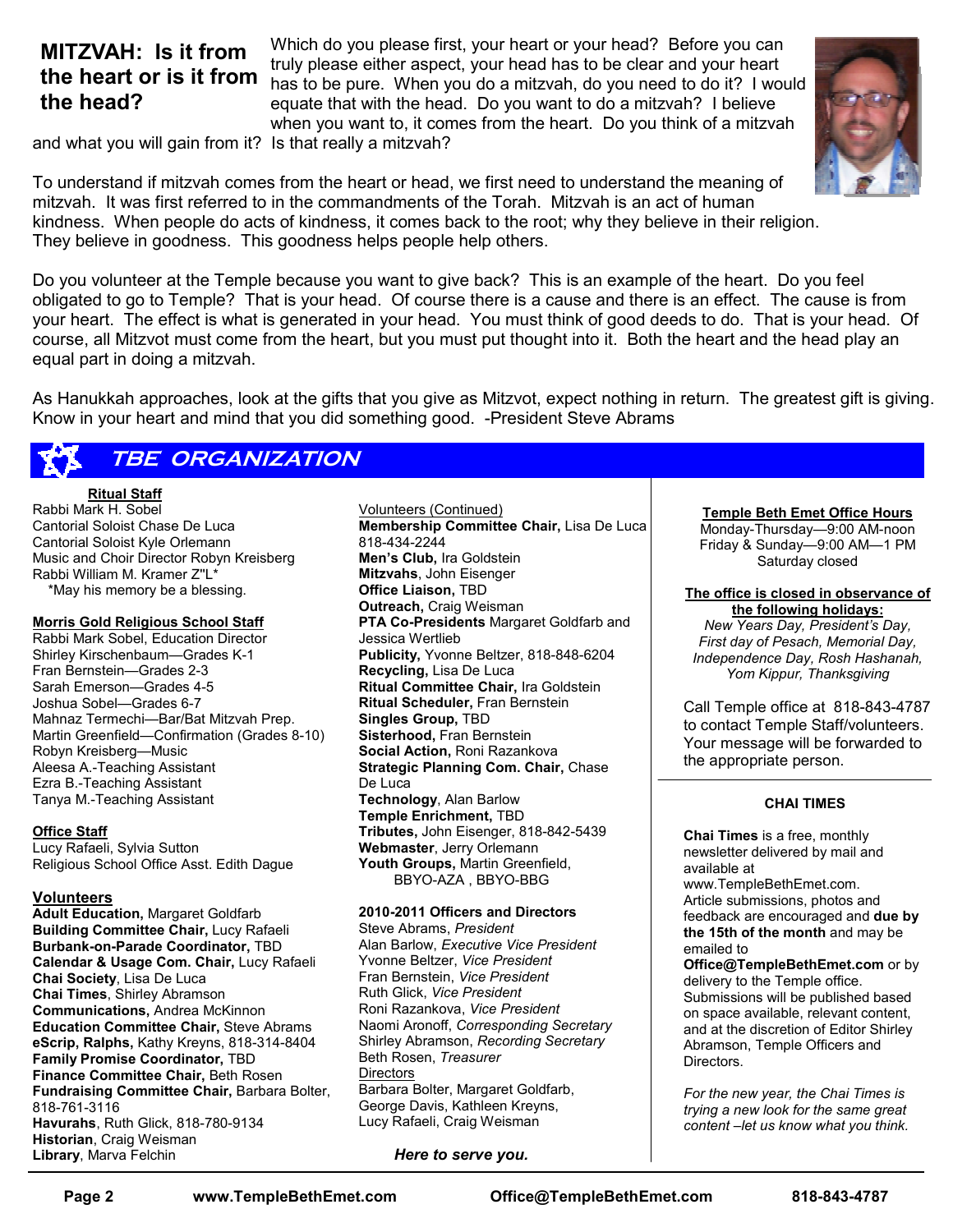## MITZVAH: Is it from the heart or is it from the head?

Which do you please first, your heart or your head? Before you can truly please either aspect, your head has to be clear and your heart has to be pure. When you do a mitzvah, do you need to do it? I would equate that with the head. Do you want to do a mitzvah? I believe when you want to, it comes from the heart. Do you think of a mitzvah and what you will gain from it? Is that really a mitzvah?

To understand if mitzvah comes from the heart or head, we first need to understand the meaning of mitzvah. It was first referred to in the commandments of the Torah. Mitzvah is an act of human kindness. When people do acts of kindness, it comes back to the root; why they believe in their religion. They believe in goodness. This goodness helps people help others.

Do you volunteer at the Temple because you want to give back? This is an example of the heart. Do you feel obligated to go to Temple? That is your head. Of course there is a cause and there is an effect. The cause is from your heart. The effect is what is generated in your head. You must think of good deeds to do. That is your head. Of course, all Mitzvot must come from the heart, but you must put thought into it. Both the heart and the head play an equal part in doing a mitzvah.

As Hanukkah approaches, look at the gifts that you give as Mitzvot, expect nothing in return. The greatest gift is giving. Know in your heart and mind that you did something good. -President Steve Abrams

## TBE ORGANIZATION

**Ritual Staff**
Rabbi Mark H. Sobel
Cantorial Soloist Chase De Luca
Cantorial Soloist Kyle Orlemann
Music and Choir Director Robyn Kreisberg
Rabbi William M. Kramer Z"L*
*May his memory be a blessing.

**Morris Gold Religious School Staff**
Rabbi Mark Sobel, Education Director
Shirley Kirschenbaum—Grades K-1
Fran Bernstein—Grades 2-3
Sarah Emerson—Grades 4-5
Joshua Sobel—Grades 6-7
Mahnaz Termechi—Bar/Bat Mitzvah Prep.
Martin Greenfield—Confirmation (Grades 8-10)
Robyn Kreisberg—Music
Aleesa A.-Teaching Assistant
Ezra B.-Teaching Assistant
Tanya M.-Teaching Assistant

**Office Staff**
Lucy Rafaeli, Sylvia Sutton
Religious School Office Asst. Edith Dague

**Volunteers**
**Adult Education,** Margaret Goldfarb
**Building Committee Chair,** Lucy Rafaeli
**Burbank-on-Parade Coordinator,** TBD
**Calendar & Usage Com. Chair,** Lucy Rafaeli
**Chai Society**, Lisa De Luca
**Chai Times**, Shirley Abramson
**Communications,** Andrea McKinnon
**Education Committee Chair,** Steve Abrams
**eScrip, Ralphs,** Kathy Kreyns, 818-314-8404
**Family Promise Coordinator,** TBD
**Finance Committee Chair,** Beth Rosen
**Fundraising Committee Chair,** Barbara Bolter, 818-761-3116
**Havurahs**, Ruth Glick, 818-780-9134
**Historian**, Craig Weisman
**Library**, Marva Felchin

Volunteers (Continued)
**Membership Committee Chair,** Lisa De Luca 818-434-2244
**Men's Club,** Ira Goldstein
**Mitzvahs**, John Eisenger
**Office Liaison,** TBD
**Outreach,** Craig Weisman
**PTA Co-Presidents** Margaret Goldfarb and Jessica Wertlieb
**Publicity,** Yvonne Beltzer, 818-848-6204
**Recycling,** Lisa De Luca
**Ritual Committee Chair,** Ira Goldstein
**Ritual Scheduler,** Fran Bernstein
**Singles Group,** TBD
**Sisterhood,** Fran Bernstein
**Social Action,** Roni Razankova
**Strategic Planning Com. Chair,** Chase De Luca
**Technology**, Alan Barlow
**Temple Enrichment,** TBD
**Tributes,** John Eisenger, 818-842-5439
**Webmaster**, Jerry Orlemann
**Youth Groups,** Martin Greenfield, BBYO-AZA , BBYO-BBG

**2010-2011 Officers and Directors**
Steve Abrams, *President*
Alan Barlow, *Executive Vice President*
Yvonne Beltzer, *Vice President*
Fran Bernstein, *Vice President*
Ruth Glick, *Vice President*
Roni Razankova, *Vice President*
Naomi Aronoff, *Corresponding Secretary*
Shirley Abramson, *Recording Secretary*
Beth Rosen, *Treasurer*
Directors
Barbara Bolter, Margaret Goldfarb, George Davis, Kathleen Kreyns, Lucy Rafaeli, Craig Weisman

***Here to serve you.***

**Temple Beth Emet Office Hours**
Monday-Thursday—9:00 AM-noon
Friday & Sunday—9:00 AM—1 PM
Saturday closed

**The office is closed in observance of the following holidays:**
*New Years Day, President's Day, First day of Pesach, Memorial Day, Independence Day, Rosh Hashanah, Yom Kippur, Thanksgiving*

Call Temple office at 818-843-4787 to contact Temple Staff/volunteers. Your message will be forwarded to the appropriate person.

**CHAI TIMES**

**Chai Times** is a free, monthly newsletter delivered by mail and available at www.TempleBethEmet.com. Article submissions, photos and feedback are encouraged and **due by the 15th of the month** and may be emailed to **Office@TempleBethEmet.com** or by delivery to the Temple office. Submissions will be published based on space available, relevant content, and at the discretion of Editor Shirley Abramson, Temple Officers and Directors.

*For the new year, the Chai Times is trying a new look for the same great content –let us know what you think.*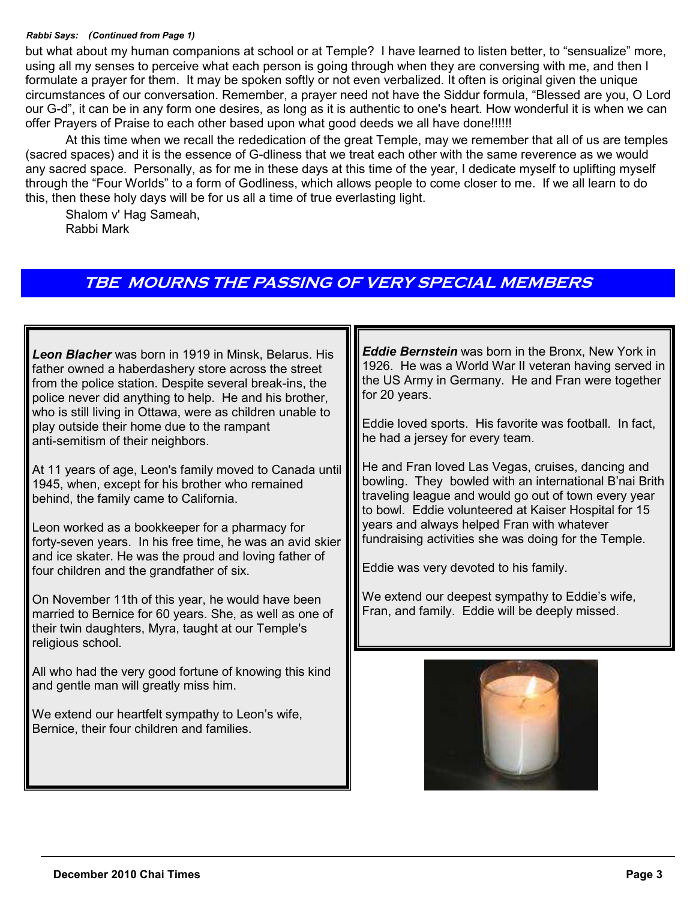*Rabbi Says: (Continued from Page 1)*

but what about my human companions at school or at Temple? I have learned to listen better, to "sensualize" more, using all my senses to perceive what each person is going through when they are conversing with me, and then I formulate a prayer for them. It may be spoken softly or not even verbalized. It often is original given the unique circumstances of our conversation. Remember, a prayer need not have the Siddur formula, "Blessed are you, O Lord our G-d", it can be in any form one desires, as long as it is authentic to one's heart. How wonderful it is when we can offer Prayers of Praise to each other based upon what good deeds we all have done!!!!!!

At this time when we recall the rededication of the great Temple, may we remember that all of us are temples (sacred spaces) and it is the essence of G-dliness that we treat each other with the same reverence as we would any sacred space. Personally, as for me in these days at this time of the year, I dedicate myself to uplifting myself through the "Four Worlds" to a form of Godliness, which allows people to come closer to me. If we all learn to do this, then these holy days will be for us all a time of true everlasting light.

Shalom v' Hag Sameah,
Rabbi Mark

## TBE MOURNS THE PASSING OF VERY SPECIAL MEMBERS

***Leon Blacher*** was born in 1919 in Minsk, Belarus. His father owned a haberdashery store across the street from the police station. Despite several break-ins, the police never did anything to help. He and his brother, who is still living in Ottawa, were as children unable to play outside their home due to the rampant anti-semitism of their neighbors.

At 11 years of age, Leon's family moved to Canada until 1945, when, except for his brother who remained behind, the family came to California.

Leon worked as a bookkeeper for a pharmacy for forty-seven years. In his free time, he was an avid skier and ice skater. He was the proud and loving father of four children and the grandfather of six.

On November 11th of this year, he would have been married to Bernice for 60 years. She, as well as one of their twin daughters, Myra, taught at our Temple's religious school.

All who had the very good fortune of knowing this kind and gentle man will greatly miss him.

We extend our heartfelt sympathy to Leon's wife, Bernice, their four children and families.

***Eddie Bernstein*** was born in the Bronx, New York in 1926. He was a World War II veteran having served in the US Army in Germany. He and Fran were together for 20 years.

Eddie loved sports. His favorite was football. In fact, he had a jersey for every team.

He and Fran loved Las Vegas, cruises, dancing and bowling. They bowled with an international B'nai Brith traveling league and would go out of town every year to bowl. Eddie volunteered at Kaiser Hospital for 15 years and always helped Fran with whatever fundraising activities she was doing for the Temple.

Eddie was very devoted to his family.

We extend our deepest sympathy to Eddie's wife, Fran, and family. Eddie will be deeply missed.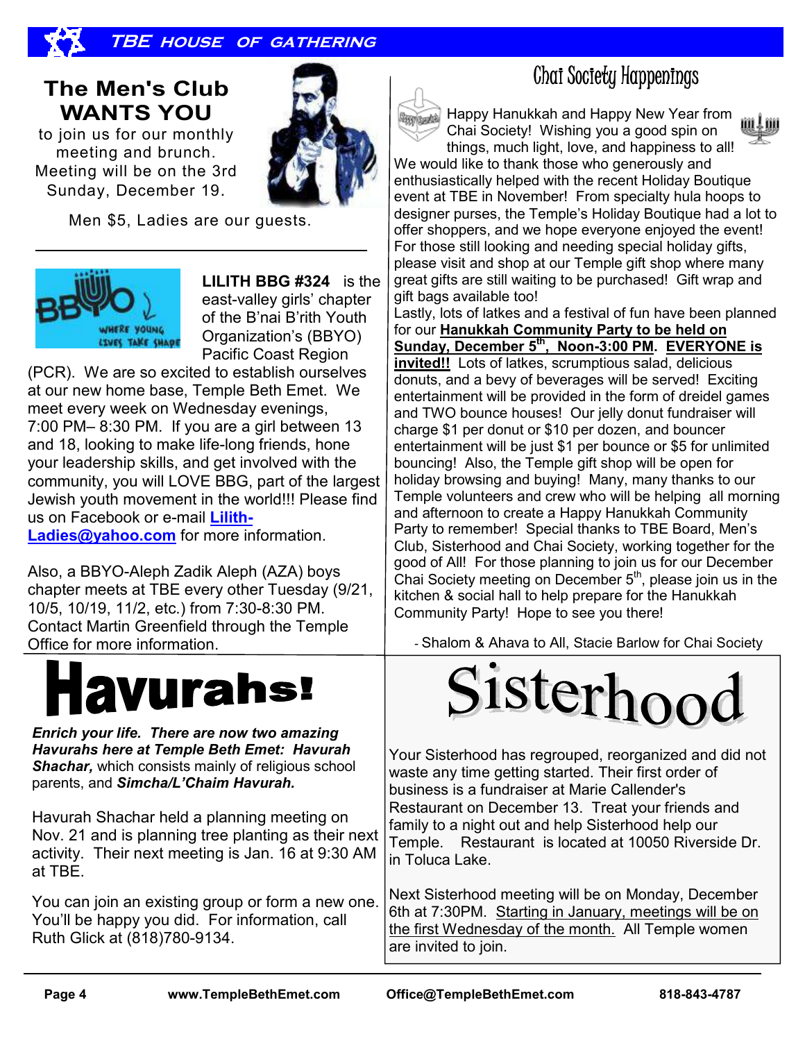## The Men's Club WANTS YOU

to join us for our monthly meeting and brunch. Meeting will be on the 3rd Sunday, December 19.

Men $5, Ladies are our guests.

---

**LILITH BBG #324** is the east-valley girls' chapter of the B'nai B'rith Youth Organization's (BBYO) Pacific Coast Region (PCR). We are so excited to establish ourselves at our new home base, Temple Beth Emet. We meet every week on Wednesday evenings, 7:00 PM– 8:30 PM. If you are a girl between 13 and 18, looking to make life-long friends, hone your leadership skills, and get involved with the community, you will LOVE BBG, part of the largest Jewish youth movement in the world!!! Please find us on Facebook or e-mail Lilith-Ladies@yahoo.com for more information.

Also, a BBYO-Aleph Zadik Aleph (AZA) boys chapter meets at TBE every other Tuesday (9/21, 10/5, 10/19, 11/2, etc.) from 7:30-8:30 PM. Contact Martin Greenfield through the Temple Office for more information.

## Chai Society Happenings

Happy Hanukkah and Happy New Year from Chai Society! Wishing you a good spin on things, much light, love, and happiness to all! We would like to thank those who generously and enthusiastically helped with the recent Holiday Boutique event at TBE in November! From specialty hula hoops to designer purses, the Temple's Holiday Boutique had a lot to offer shoppers, and we hope everyone enjoyed the event! For those still looking and needing special holiday gifts, please visit and shop at our Temple gift shop where many great gifts are still waiting to be purchased! Gift wrap and gift bags available too!

Lastly, lots of latkes and a festival of fun have been planned for our **Hanukkah Community Party to be held on Sunday, December 5th, Noon-3:00 PM. EVERYONE is invited!!** Lots of latkes, scrumptious salad, delicious donuts, and a bevy of beverages will be served! Exciting entertainment will be provided in the form of dreidel games and TWO bounce houses! Our jelly donut fundraiser will charge $1 per donut or $10 per dozen, and bouncer entertainment will be just $1 per bounce or $5 for unlimited bouncing! Also, the Temple gift shop will be open for holiday browsing and buying! Many, many thanks to our Temple volunteers and crew who will be helping all morning and afternoon to create a Happy Hanukkah Community Party to remember! Special thanks to TBE Board, Men's Club, Sisterhood and Chai Society, working together for the good of All! For those planning to join us for our December Chai Society meeting on December 5th, please join us in the kitchen & social hall to help prepare for the Hanukkah Community Party! Hope to see you there!

- Shalom & Ahava to All, Stacie Barlow for Chai Society

# Havurahs!

***Enrich your life. There are now two amazing Havurahs here at Temple Beth Emet: Havurah Shachar,*** which consists mainly of religious school parents, and ***Simcha/L'Chaim Havurah.***

Havurah Shachar held a planning meeting on Nov. 21 and is planning tree planting as their next activity. Their next meeting is Jan. 16 at 9:30 AM at TBE.

You can join an existing group or form a new one. You'll be happy you did. For information, call Ruth Glick at (818)780-9134.

# Sisterhood

Your Sisterhood has regrouped, reorganized and did not waste any time getting started. Their first order of business is a fundraiser at Marie Callender's Restaurant on December 13. Treat your friends and family to a night out and help Sisterhood help our Temple. Restaurant is located at 10050 Riverside Dr. in Toluca Lake.

Next Sisterhood meeting will be on Monday, December 6th at 7:30PM. Starting in January, meetings will be on the first Wednesday of the month. All Temple women are invited to join.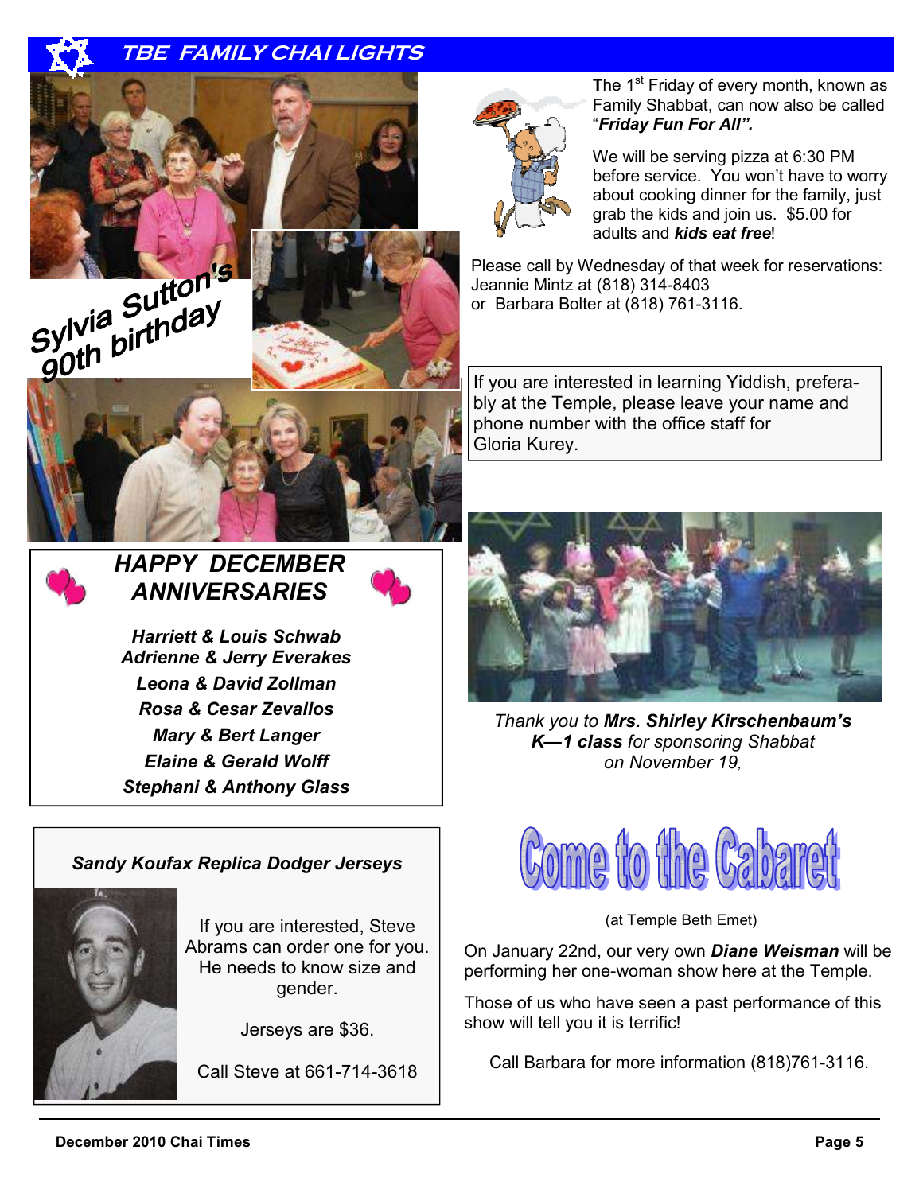# TBE FAMILY CHAI LIGHTS

## Sylvia Sutton's 90th birthday

## HAPPY DECEMBER ANNIVERSARIES

***Harriett & Louis Schwab***
***Adrienne & Jerry Everakes***
***Leona & David Zollman***
***Rosa & Cesar Zevallos***
***Mary & Bert Langer***
***Elaine & Gerald Wolff***
***Stephani & Anthony Glass***

### *Sandy Koufax Replica Dodger Jerseys*

If you are interested, Steve Abrams can order one for you. He needs to know size and gender.

Jerseys are $36.

Call Steve at 661-714-3618

**T**he 1st Friday of every month, known as Family Shabbat, can now also be called "***Friday Fun For All".***

We will be serving pizza at 6:30 PM before service. You won't have to worry about cooking dinner for the family, just grab the kids and join us. $5.00 for adults and ***kids eat free***!

Please call by Wednesday of that week for reservations:
Jeannie Mintz at (818) 314-8403
or Barbara Bolter at (818) 761-3116.

If you are interested in learning Yiddish, preferably at the Temple, please leave your name and phone number with the office staff for Gloria Kurey.

*Thank you to* ***Mrs. Shirley Kirschenbaum's K—1 class*** *for sponsoring Shabbat on November 19,*

## Come to the Cabaret

(at Temple Beth Emet)

On January 22nd, our very own ***Diane Weisman*** will be performing her one-woman show here at the Temple.

Those of us who have seen a past performance of this show will tell you it is terrific!

Call Barbara for more information (818)761-3116.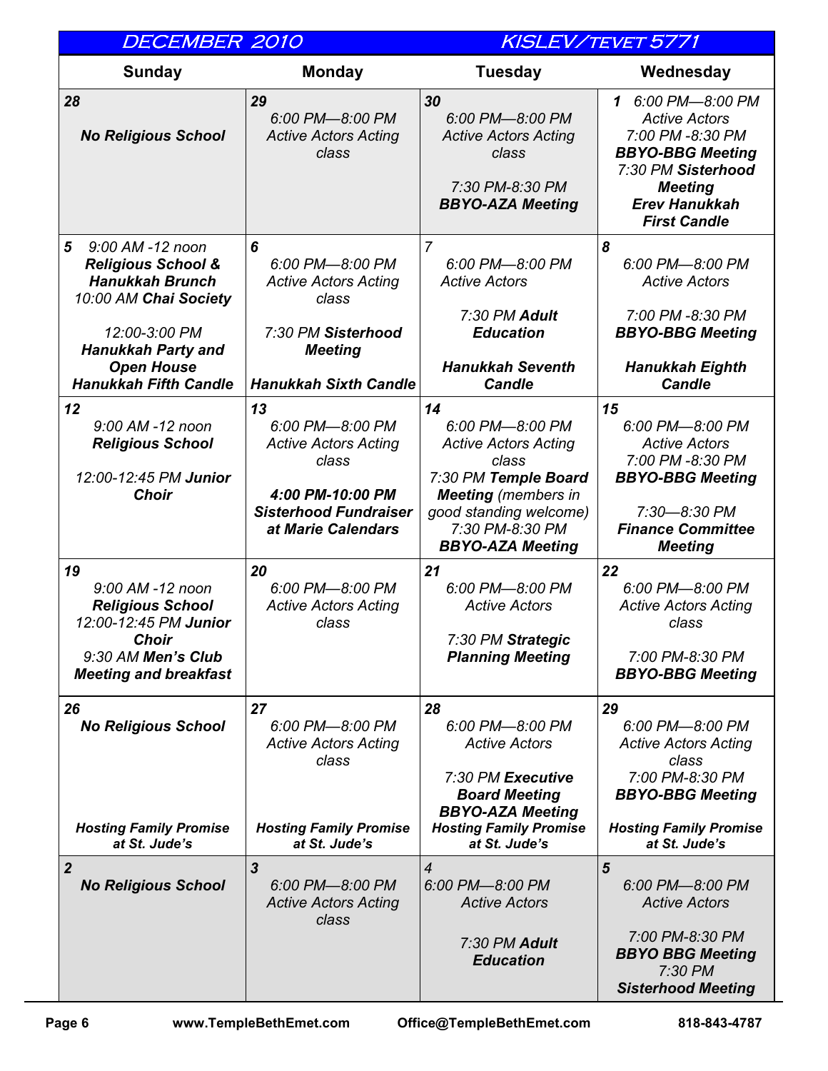## DECEMBER 2010 — KISLEV/TEVET 5771

| Sunday | Monday | Tuesday | Wednesday |
|---|---|---|---|
| **28**<br>**No Religious School** | **29**<br>6:00 PM—8:00 PM Active Actors Acting class | **30**<br>6:00 PM—8:00 PM Active Actors Acting class<br><br>7:30 PM-8:30 PM **BBYO-AZA Meeting** | **1** 6:00 PM—8:00 PM Active Actors<br>7:00 PM -8:30 PM **BBYO-BBG Meeting**<br>7:30 PM **Sisterhood Meeting**<br>**Erev Hanukkah First Candle** |
| **5** 9:00 AM -12 noon **Religious School & Hanukkah Brunch**<br>10:00 AM **Chai Society**<br><br>12:00-3:00 PM **Hanukkah Party and Open House**<br>**Hanukkah Fifth Candle** | **6**<br>6:00 PM—8:00 PM Active Actors Acting class<br><br>7:30 PM **Sisterhood Meeting**<br><br>**Hanukkah Sixth Candle** | 7<br>6:00 PM—8:00 PM Active Actors<br><br>7:30 PM **Adult Education**<br><br>**Hanukkah Seventh Candle** | **8**<br>6:00 PM—8:00 PM Active Actors<br><br>7:00 PM -8:30 PM **BBYO-BBG Meeting**<br><br>**Hanukkah Eighth Candle** |
| **12**<br>9:00 AM -12 noon **Religious School**<br><br>12:00-12:45 PM **Junior Choir** | **13**<br>6:00 PM—8:00 PM Active Actors Acting class<br><br>**4:00 PM-10:00 PM Sisterhood Fundraiser at Marie Calendars** | **14**<br>6:00 PM—8:00 PM Active Actors Acting class<br>7:30 PM **Temple Board Meeting** (members in good standing welcome)<br>7:30 PM-8:30 PM **BBYO-AZA Meeting** | **15**<br>6:00 PM—8:00 PM Active Actors<br>7:00 PM -8:30 PM **BBYO-BBG Meeting**<br><br>7:30—8:30 PM **Finance Committee Meeting** |
| **19**<br>9:00 AM -12 noon **Religious School**<br>12:00-12:45 PM **Junior Choir**<br>9:30 AM **Men's Club Meeting and breakfast** | **20**<br>6:00 PM—8:00 PM Active Actors Acting class | **21**<br>6:00 PM—8:00 PM Active Actors<br><br>7:30 PM **Strategic Planning Meeting** | **22**<br>6:00 PM—8:00 PM Active Actors Acting class<br><br>7:00 PM-8:30 PM **BBYO-BBG Meeting** |
| **26**<br>**No Religious School**<br><br>**Hosting Family Promise at St. Jude's** | **27**<br>6:00 PM—8:00 PM Active Actors Acting class<br><br>**Hosting Family Promise at St. Jude's** | **28**<br>6:00 PM—8:00 PM Active Actors<br><br>7:30 PM **Executive Board Meeting**<br>**BBYO-AZA Meeting**<br>**Hosting Family Promise at St. Jude's** | **29**<br>6:00 PM—8:00 PM Active Actors Acting class<br>7:00 PM-8:30 PM **BBYO-BBG Meeting**<br><br>**Hosting Family Promise at St. Jude's** |
| **2**<br>**No Religious School** | **3**<br>6:00 PM—8:00 PM Active Actors Acting class | **4**<br>6:00 PM—8:00 PM Active Actors<br><br>7:30 PM **Adult Education** | **5**<br>6:00 PM—8:00 PM Active Actors<br><br>7:00 PM-8:30 PM **BBYO BBG Meeting**<br>7:30 PM **Sisterhood Meeting** |

www.TempleBethEmet.com    Office@TempleBethEmet.com    818-843-4787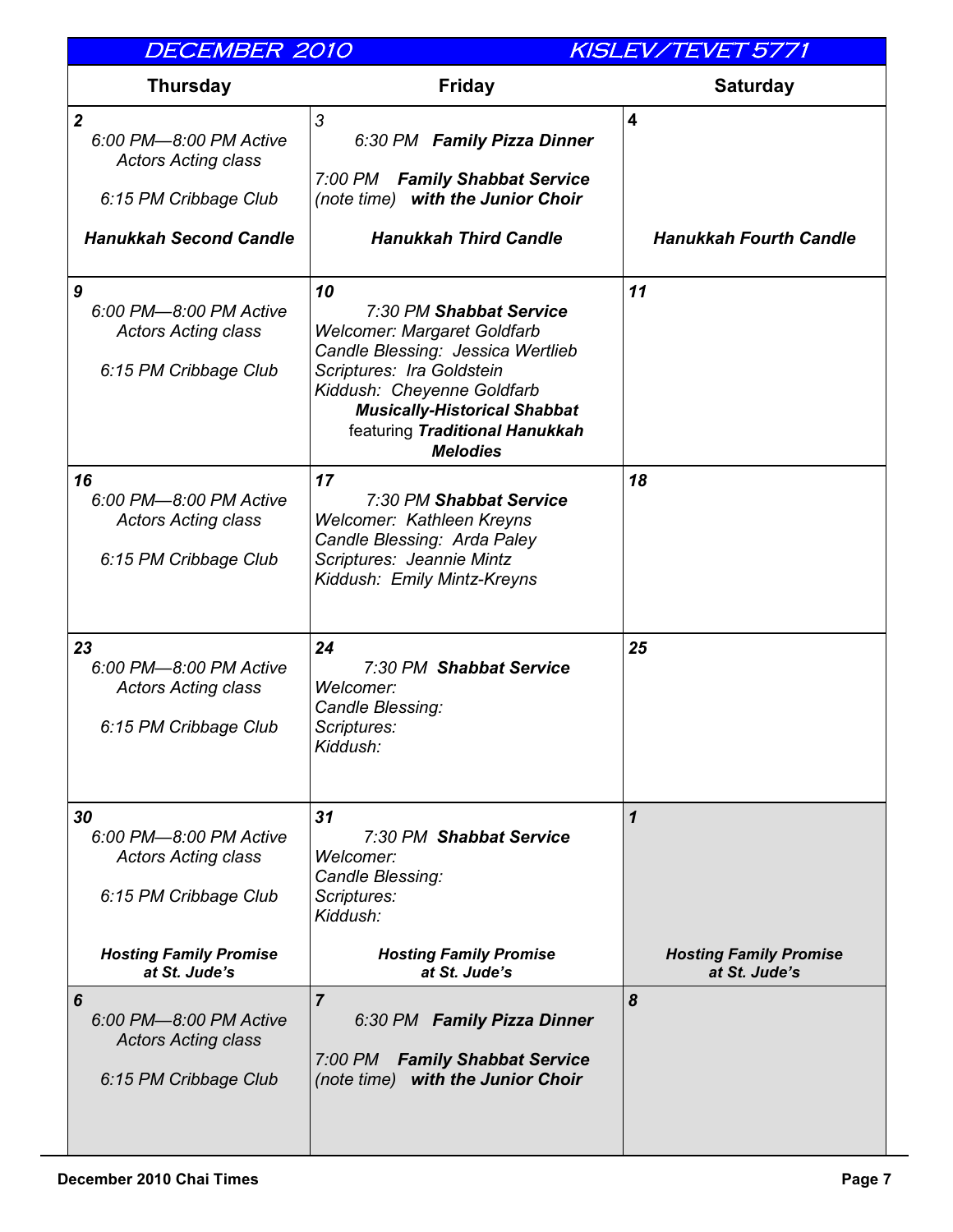## DECEMBER 2010 — KISLEV/TEVET 5771

| Thursday | Friday | Saturday |
| --- | --- | --- |
| **2**<br>*6:00 PM—8:00 PM Active Actors Acting class*<br>*6:15 PM Cribbage Club*<br>***Hanukkah Second Candle*** | *3*<br>*6:30 PM* ***Family Pizza Dinner***<br>*7:00 PM* ***Family Shabbat Service***<br>*(note time)* ***with the Junior Choir***<br>***Hanukkah Third Candle*** | **4**<br>***Hanukkah Fourth Candle*** |
| **9**<br>*6:00 PM—8:00 PM Active Actors Acting class*<br>*6:15 PM Cribbage Club* | **10**<br>*7:30 PM* ***Shabbat Service***<br>*Welcomer: Margaret Goldfarb*<br>*Candle Blessing: Jessica Wertlieb*<br>*Scriptures: Ira Goldstein*<br>*Kiddush: Cheyenne Goldfarb*<br>***Musically-Historical Shabbat*** featuring ***Traditional Hanukkah Melodies*** | **11** |
| **16**<br>*6:00 PM—8:00 PM Active Actors Acting class*<br>*6:15 PM Cribbage Club* | **17**<br>*7:30 PM* ***Shabbat Service***<br>*Welcomer: Kathleen Kreyns*<br>*Candle Blessing: Arda Paley*<br>*Scriptures: Jeannie Mintz*<br>*Kiddush: Emily Mintz-Kreyns* | **18** |
| **23**<br>*6:00 PM—8:00 PM Active Actors Acting class*<br>*6:15 PM Cribbage Club* | **24**<br>*7:30 PM* ***Shabbat Service***<br>*Welcomer:*<br>*Candle Blessing:*<br>*Scriptures:*<br>*Kiddush:* | **25** |
| **30**<br>*6:00 PM—8:00 PM Active Actors Acting class*<br>*6:15 PM Cribbage Club*<br>***Hosting Family Promise at St. Jude's*** | **31**<br>*7:30 PM* ***Shabbat Service***<br>*Welcomer:*<br>*Candle Blessing:*<br>*Scriptures:*<br>*Kiddush:*<br>***Hosting Family Promise at St. Jude's*** | **1**<br>***Hosting Family Promise at St. Jude's*** |
| **6**<br>*6:00 PM—8:00 PM Active Actors Acting class*<br>*6:15 PM Cribbage Club* | **7**<br>*6:30 PM* ***Family Pizza Dinner***<br>*7:00 PM* ***Family Shabbat Service***<br>*(note time)* ***with the Junior Choir*** | **8** |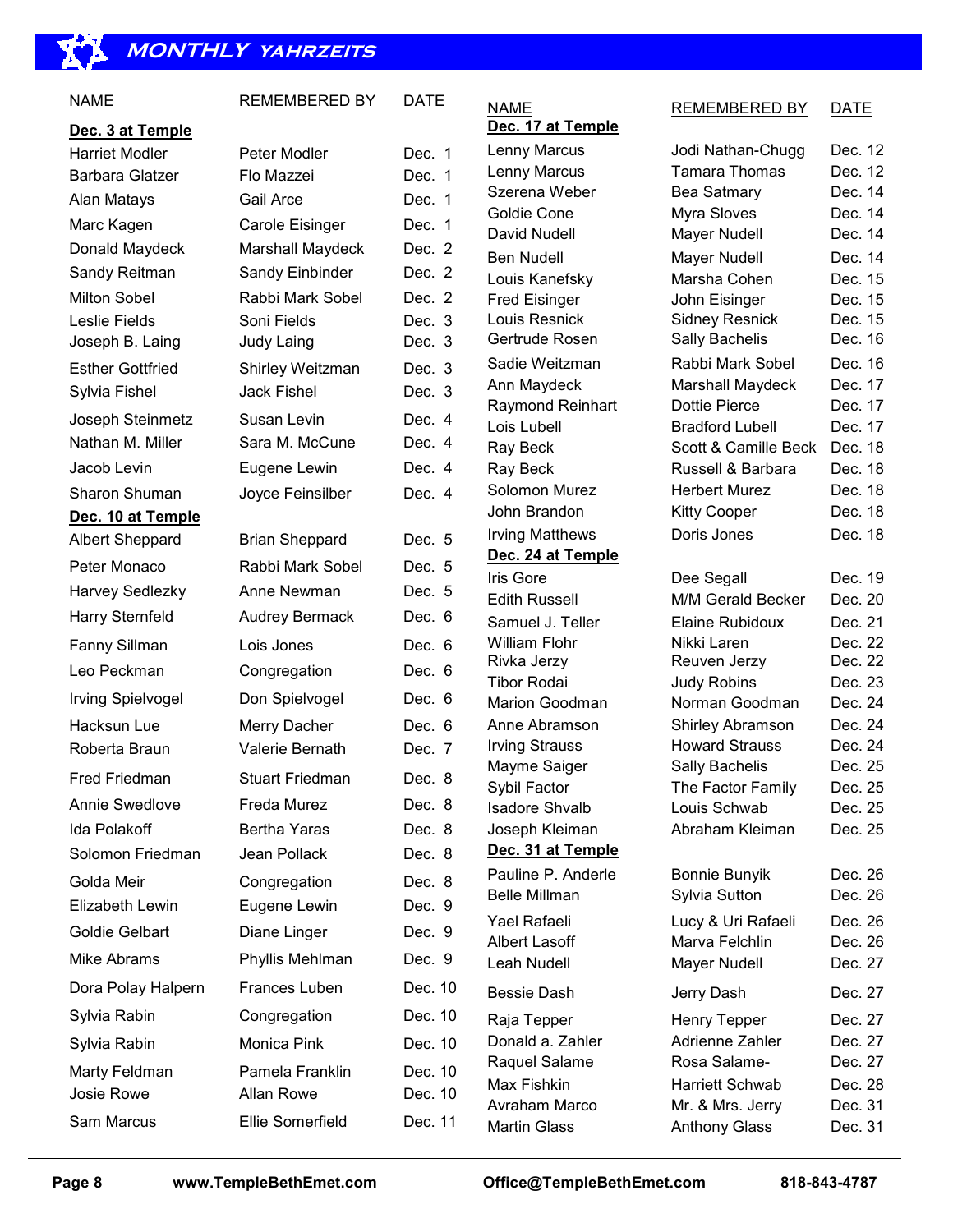## MONTHLY YAHRZEITS

| NAME | REMEMBERED BY | DATE |
|---|---|---|
| **Dec. 3 at Temple** | | |
| Harriet Modler | Peter Modler | Dec. 1 |
| Barbara Glatzer | Flo Mazzei | Dec. 1 |
| Alan Matays | Gail Arce | Dec. 1 |
| Marc Kagen | Carole Eisinger | Dec. 1 |
| Donald Maydeck | Marshall Maydeck | Dec. 2 |
| Sandy Reitman | Sandy Einbinder | Dec. 2 |
| Milton Sobel | Rabbi Mark Sobel | Dec. 2 |
| Leslie Fields | Soni Fields | Dec. 3 |
| Joseph B. Laing | Judy Laing | Dec. 3 |
| Esther Gottfried | Shirley Weitzman | Dec. 3 |
| Sylvia Fishel | Jack Fishel | Dec. 3 |
| Joseph Steinmetz | Susan Levin | Dec. 4 |
| Nathan M. Miller | Sara M. McCune | Dec. 4 |
| Jacob Levin | Eugene Lewin | Dec. 4 |
| Sharon Shuman | Joyce Feinsilber | Dec. 4 |
| **Dec. 10 at Temple** | | |
| Albert Sheppard | Brian Sheppard | Dec. 5 |
| Peter Monaco | Rabbi Mark Sobel | Dec. 5 |
| Harvey Sedlezky | Anne Newman | Dec. 5 |
| Harry Sternfeld | Audrey Bermack | Dec. 6 |
| Fanny Sillman | Lois Jones | Dec. 6 |
| Leo Peckman | Congregation | Dec. 6 |
| Irving Spielvogel | Don Spielvogel | Dec. 6 |
| Hacksun Lue | Merry Dacher | Dec. 6 |
| Roberta Braun | Valerie Bernath | Dec. 7 |
| Fred Friedman | Stuart Friedman | Dec. 8 |
| Annie Swedlove | Freda Murez | Dec. 8 |
| Ida Polakoff | Bertha Yaras | Dec. 8 |
| Solomon Friedman | Jean Pollack | Dec. 8 |
| Golda Meir | Congregation | Dec. 8 |
| Elizabeth Lewin | Eugene Lewin | Dec. 9 |
| Goldie Gelbart | Diane Linger | Dec. 9 |
| Mike Abrams | Phyllis Mehlman | Dec. 9 |
| Dora Polay Halpern | Frances Luben | Dec. 10 |
| Sylvia Rabin | Congregation | Dec. 10 |
| Sylvia Rabin | Monica Pink | Dec. 10 |
| Marty Feldman | Pamela Franklin | Dec. 10 |
| Josie Rowe | Allan Rowe | Dec. 10 |
| Sam Marcus | Ellie Somerfield | Dec. 11 |
| **Dec. 17 at Temple** | | |
| Lenny Marcus | Jodi Nathan-Chugg | Dec. 12 |
| Lenny Marcus | Tamara Thomas | Dec. 12 |
| Szerena Weber | Bea Satmary | Dec. 14 |
| Goldie Cone | Myra Sloves | Dec. 14 |
| David Nudell | Mayer Nudell | Dec. 14 |
| Ben Nudell | Mayer Nudell | Dec. 14 |
| Louis Kanefsky | Marsha Cohen | Dec. 15 |
| Fred Eisinger | John Eisinger | Dec. 15 |
| Louis Resnick | Sidney Resnick | Dec. 15 |
| Gertrude Rosen | Sally Bachelis | Dec. 16 |
| Sadie Weitzman | Rabbi Mark Sobel | Dec. 16 |
| Ann Maydeck | Marshall Maydeck | Dec. 17 |
| Raymond Reinhart | Dottie Pierce | Dec. 17 |
| Lois Lubell | Bradford Lubell | Dec. 17 |
| Ray Beck | Scott & Camille Beck | Dec. 18 |
| Ray Beck | Russell & Barbara | Dec. 18 |
| Solomon Murez | Herbert Murez | Dec. 18 |
| John Brandon | Kitty Cooper | Dec. 18 |
| Irving Matthews | Doris Jones | Dec. 18 |
| **Dec. 24 at Temple** | | |
| Iris Gore | Dee Segall | Dec. 19 |
| Edith Russell | M/M Gerald Becker | Dec. 20 |
| Samuel J. Teller | Elaine Rubidoux | Dec. 21 |
| William Flohr | Nikki Laren | Dec. 22 |
| Rivka Jerzy | Reuven Jerzy | Dec. 22 |
| Tibor Rodai | Judy Robins | Dec. 23 |
| Marion Goodman | Norman Goodman | Dec. 24 |
| Anne Abramson | Shirley Abramson | Dec. 24 |
| Irving Strauss | Howard Strauss | Dec. 24 |
| Mayme Saiger | Sally Bachelis | Dec. 25 |
| Sybil Factor | The Factor Family | Dec. 25 |
| Isadore Shvalb | Louis Schwab | Dec. 25 |
| Joseph Kleiman | Abraham Kleiman | Dec. 25 |
| **Dec. 31 at Temple** | | |
| Pauline P. Anderle | Bonnie Bunyik | Dec. 26 |
| Belle Millman | Sylvia Sutton | Dec. 26 |
| Yael Rafaeli | Lucy & Uri Rafaeli | Dec. 26 |
| Albert Lasoff | Marva Felchlin | Dec. 26 |
| Leah Nudell | Mayer Nudell | Dec. 27 |
| Bessie Dash | Jerry Dash | Dec. 27 |
| Raja Tepper | Henry Tepper | Dec. 27 |
| Donald a. Zahler | Adrienne Zahler | Dec. 27 |
| Raquel Salame | Rosa Salame- | Dec. 27 |
| Max Fishkin | Harriett Schwab | Dec. 28 |
| Avraham Marco | Mr. & Mrs. Jerry | Dec. 31 |
| Martin Glass | Anthony Glass | Dec. 31 |

**www.TempleBethEmet.com** **Office@TempleBethEmet.com** **818-843-4787**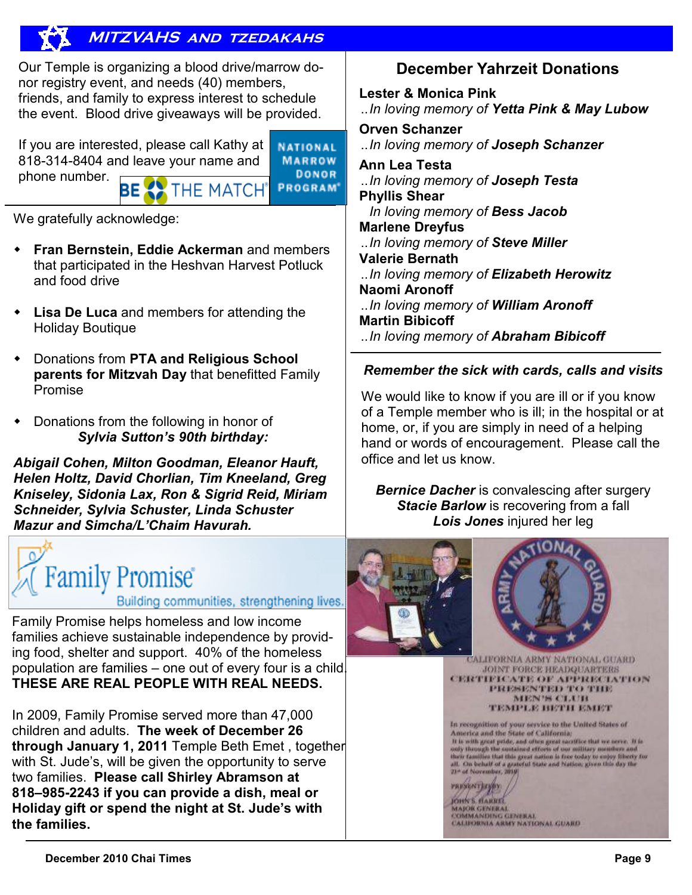## MITZVAHS AND TZEDAKAHS

Our Temple is organizing a blood drive/marrow donor registry event, and needs (40) members, friends, and family to express interest to schedule the event. Blood drive giveaways will be provided.

If you are interested, please call Kathy at 818-314-8404 and leave your name and phone number.

BE THE MATCH — NATIONAL MARROW DONOR PROGRAM

We gratefully acknowledge:

- **Fran Bernstein, Eddie Ackerman** and members that participated in the Heshvan Harvest Potluck and food drive
- **Lisa De Luca** and members for attending the Holiday Boutique
- Donations from **PTA and Religious School parents for Mitzvah Day** that benefitted Family Promise
- Donations from the following in honor of ***Sylvia Sutton's 90th birthday:***

***Abigail Cohen, Milton Goodman, Eleanor Hauft, Helen Holtz, David Chorlian, Tim Kneeland, Greg Kniseley, Sidonia Lax, Ron & Sigrid Reid, Miriam Schneider, Sylvia Schuster, Linda Schuster Mazur and Simcha/L'Chaim Havurah.***

Family Promise — Building communities, strengthening lives.

Family Promise helps homeless and low income families achieve sustainable independence by providing food, shelter and support. 40% of the homeless population are families – one out of every four is a child. **THESE ARE REAL PEOPLE WITH REAL NEEDS.**

In 2009, Family Promise served more than 47,000 children and adults. **The week of December 26 through January 1, 2011** Temple Beth Emet , together with St. Jude's, will be given the opportunity to serve two families. **Please call Shirley Abramson at 818–985-2243 if you can provide a dish, meal or Holiday gift or spend the night at St. Jude's with the families.**

## December Yahrzeit Donations

**Lester & Monica Pink**
..*In loving memory of **Yetta Pink & May Lubow***

**Orven Schanzer**
..*In loving memory of **Joseph Schanzer***

**Ann Lea Testa**
..*In loving memory of **Joseph Testa***

**Phyllis Shear**
*In loving memory of **Bess Jacob***

**Marlene Dreyfus**
..*In loving memory of **Steve Miller***

**Valerie Bernath**
..*In loving memory of **Elizabeth Herowitz***

**Naomi Aronoff**
..*In loving memory of **William Aronoff***

**Martin Bibicoff**
..*In loving memory of **Abraham Bibicoff***

***Remember the sick with cards, calls and visits***

We would like to know if you are ill or if you know of a Temple member who is ill; in the hospital or at home, or, if you are simply in need of a helping hand or words of encouragement. Please call the office and let us know.

***Bernice Dacher*** is convalescing after surgery
***Stacie Barlow*** is recovering from a fall
***Lois Jones*** injured her leg

CALIFORNIA ARMY NATIONAL GUARD
JOINT FORCE HEADQUARTERS
CERTIFICATE OF APPRECIATION
PRESENTED TO THE
MEN'S CLUB
TEMPLE BETH EMET

In recognition of your service to the United States of America and the State of California;
It is with great pride, and often great sacrifice that we serve. It is only through the sustained efforts of our military members and their families that this great nation is free today to enjoy liberty for all. On behalf of a grateful State and Nation, given this day the 21st of November, 2010

PRESENTED BY:
JOHN S. HARREL
MAJOR GENERAL
COMMANDING GENERAL
CALIFORNIA ARMY NATIONAL GUARD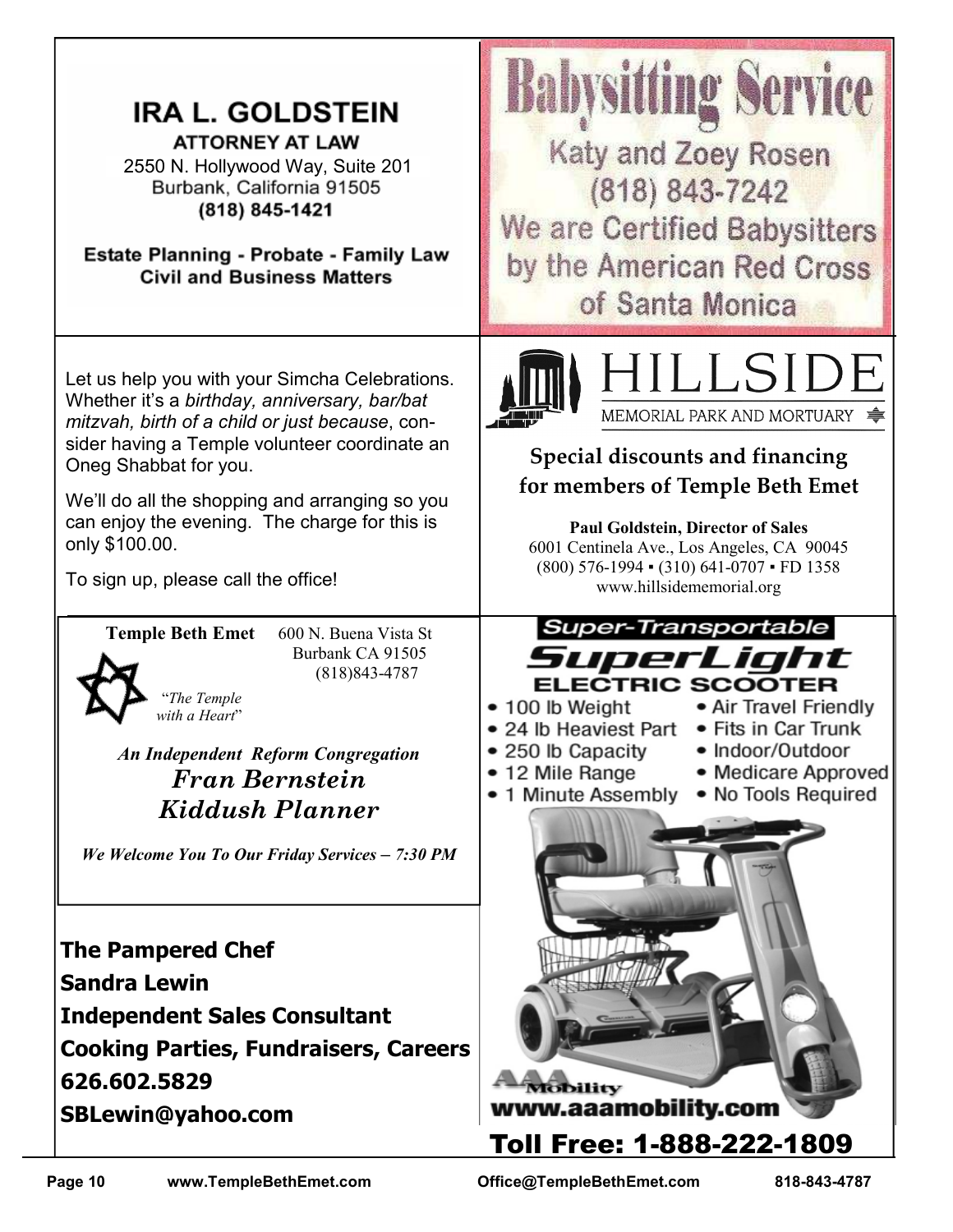## IRA L. GOLDSTEIN

**ATTORNEY AT LAW**

2550 N. Hollywood Way, Suite 201
Burbank, California 91505
**(818) 845-1421**

**Estate Planning - Probate - Family Law**
**Civil and Business Matters**

---

## Babysitting Service

Katy and Zoey Rosen
(818) 843-7242
We are Certified Babysitters by the American Red Cross of Santa Monica

---

Let us help you with your Simcha Celebrations. Whether it's a *birthday, anniversary, bar/bat mitzvah, birth of a child or just because*, consider having a Temple volunteer coordinate an Oneg Shabbat for you.

We'll do all the shopping and arranging so you can enjoy the evening. The charge for this is only $100.00.

To sign up, please call the office!

---

## HILLSIDE

MEMORIAL PARK AND MORTUARY

**Special discounts and financing for members of Temple Beth Emet**

**Paul Goldstein, Director of Sales**
6001 Centinela Ave., Los Angeles, CA 90045
(800) 576-1994 ▪ (310) 641-0707 ▪ FD 1358
www.hillsidememorial.org

---

**Temple Beth Emet** 600 N. Buena Vista St
Burbank CA 91505
(818)843-4787

"*The Temple with a Heart*"

***An Independent Reform Congregation***

***Fran Bernstein***
***Kiddush Planner***

***We Welcome You To Our Friday Services – 7:30 PM***

---

**Super-Transportable**

**SuperLight**

**ELECTRIC SCOOTER**

- 100 lb Weight
- 24 lb Heaviest Part
- 250 lb Capacity
- 12 Mile Range
- 1 Minute Assembly
- Air Travel Friendly
- Fits in Car Trunk
- Indoor/Outdoor
- Medicare Approved
- No Tools Required

AAA Mobility
**www.aaamobility.com**

**Toll Free: 1-888-222-1809**

---

**The Pampered Chef**
**Sandra Lewin**
**Independent Sales Consultant**
**Cooking Parties, Fundraisers, Careers**
**626.602.5829**
**SBLewin@yahoo.com**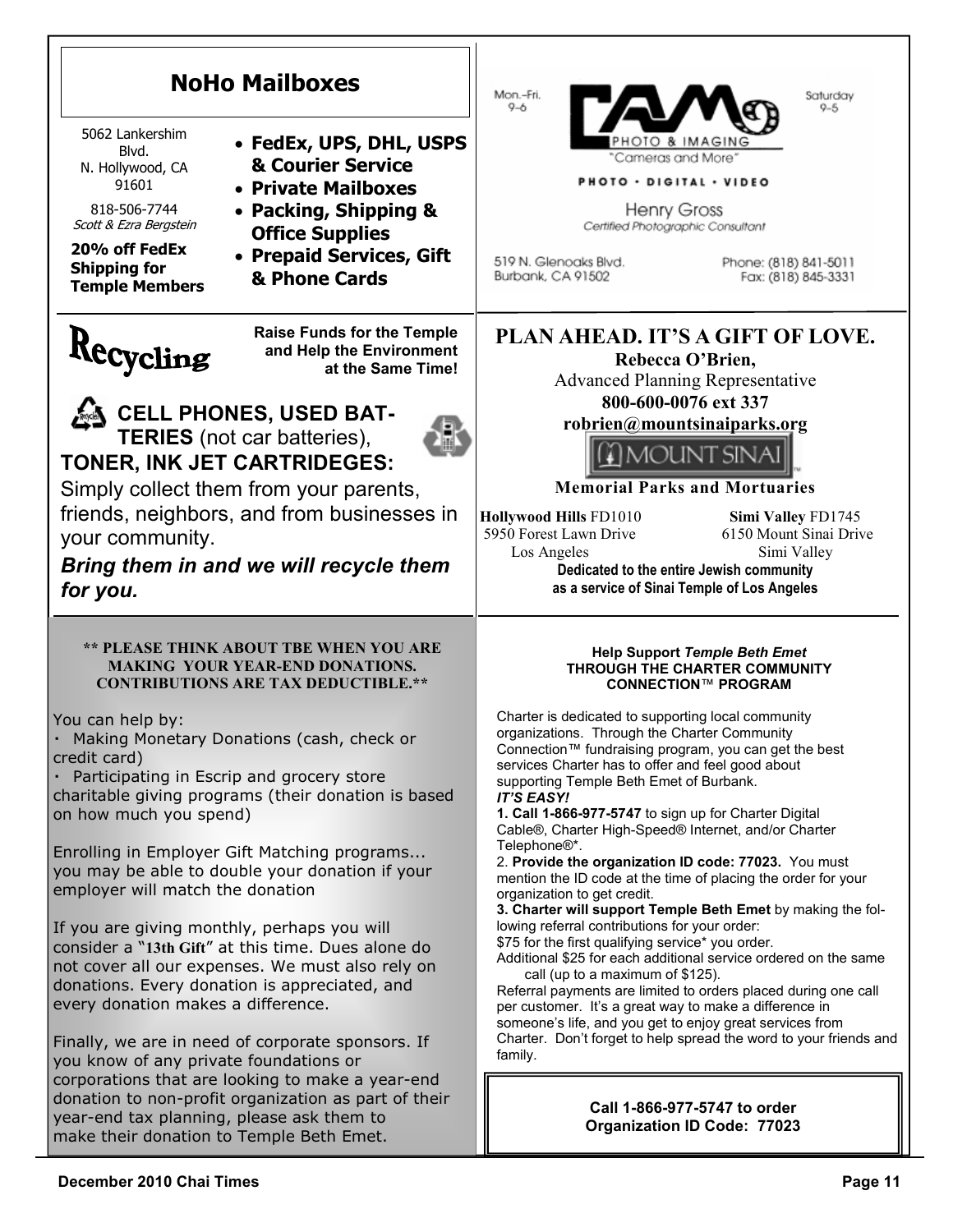## NoHo Mailboxes

5062 Lankershim Blvd.
N. Hollywood, CA 91601

818-506-7744
*Scott & Ezra Bergstein*

**20% off FedEx Shipping for Temple Members**

- **FedEx, UPS, DHL, USPS & Courier Service**
- **Private Mailboxes**
- **Packing, Shipping & Office Supplies**
- **Prepaid Services, Gift & Phone Cards**

---

Mon.–Fri. 9–6

**CAM PHOTO & IMAGING**
"Cameras and More"

Saturday 9–5

PHOTO • DIGITAL • VIDEO

Henry Gross
*Certified Photographic Consultant*

519 N. Glenoaks Blvd.
Burbank, CA 91502

Phone: (818) 841-5011
Fax: (818) 845-3331

---

# Recycling

**Raise Funds for the Temple and Help the Environment at the Same Time!**

**CELL PHONES, USED BATTERIES** (not car batteries), **TONER, INK JET CARTRIDEGES:**

Simply collect them from your parents, friends, neighbors, and from businesses in your community.

***Bring them in and we will recycle them for you.***

---

## PLAN AHEAD. IT'S A GIFT OF LOVE.

**Rebecca O'Brien,**
Advanced Planning Representative
**800-600-0076 ext 337**
**robrien@mountsinaiparks.org**

MOUNT SINAI

**Memorial Parks and Mortuaries**

**Hollywood Hills** FD1010
5950 Forest Lawn Drive
Los Angeles

**Simi Valley** FD1745
6150 Mount Sinai Drive
Simi Valley

**Dedicated to the entire Jewish community as a service of Sinai Temple of Los Angeles**

---

**\*\* PLEASE THINK ABOUT TBE WHEN YOU ARE MAKING YOUR YEAR-END DONATIONS. CONTRIBUTIONS ARE TAX DEDUCTIBLE.\*\***

You can help by:

- Making Monetary Donations (cash, check or credit card)
- Participating in Escrip and grocery store charitable giving programs (their donation is based on how much you spend)

Enrolling in Employer Gift Matching programs... you may be able to double your donation if your employer will match the donation

If you are giving monthly, perhaps you will consider a "**13th Gift**" at this time. Dues alone do not cover all our expenses. We must also rely on donations. Every donation is appreciated, and every donation makes a difference.

Finally, we are in need of corporate sponsors. If you know of any private foundations or corporations that are looking to make a year-end donation to non-profit organization as part of their year-end tax planning, please ask them to make their donation to Temple Beth Emet.

---

**Help Support *Temple Beth Emet* THROUGH THE CHARTER COMMUNITY CONNECTION™ PROGRAM**

Charter is dedicated to supporting local community organizations. Through the Charter Community Connection™ fundraising program, you can get the best services Charter has to offer and feel good about supporting Temple Beth Emet of Burbank.

***IT'S EASY!***

**1. Call 1-866-977-5747** to sign up for Charter Digital Cable®, Charter High-Speed® Internet, and/or Charter Telephone®*.

2. **Provide the organization ID code: 77023.** You must mention the ID code at the time of placing the order for your organization to get credit.

**3. Charter will support Temple Beth Emet** by making the following referral contributions for your order:

$75 for the first qualifying service* you order.

Additional $25 for each additional service ordered on the same call (up to a maximum of $125).

Referral payments are limited to orders placed during one call per customer. It's a great way to make a difference in someone's life, and you get to enjoy great services from Charter. Don't forget to help spread the word to your friends and family.

**Call 1-866-977-5747 to order**
**Organization ID Code: 77023**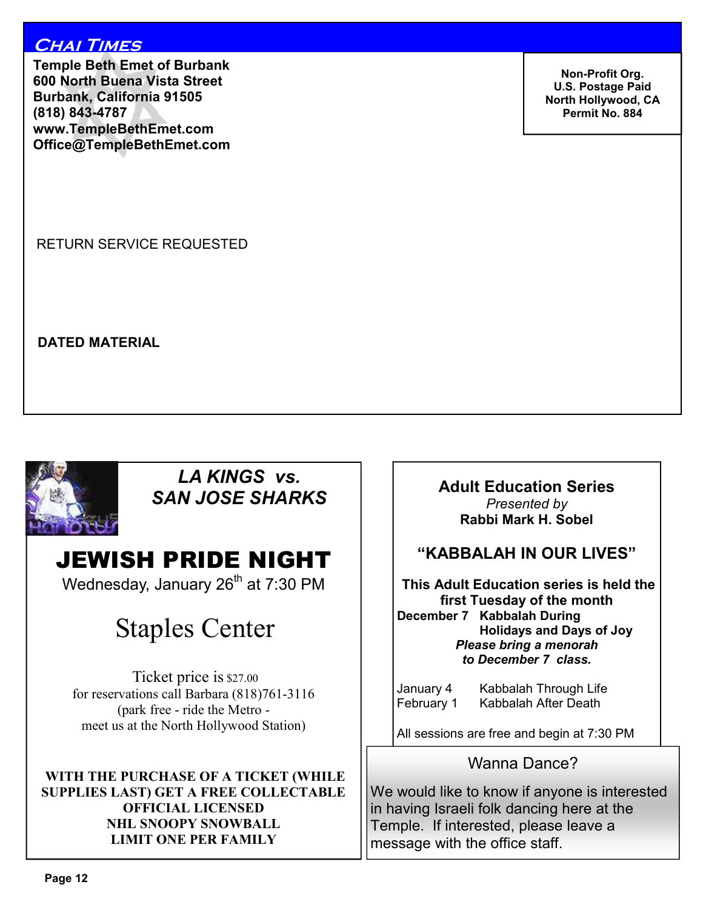## Chai Times

**Temple Beth Emet of Burbank**
**600 North Buena Vista Street**
**Burbank, California 91505**
**(818) 843-4787**
**www.TempleBethEmet.com**
**Office@TempleBethEmet.com**

**Non-Profit Org.**
**U.S. Postage Paid**
**North Hollywood, CA**
**Permit No. 884**

RETURN SERVICE REQUESTED

**DATED MATERIAL**

## *LA KINGS vs. SAN JOSE SHARKS*

# JEWISH PRIDE NIGHT

Wednesday, January 26th at 7:30 PM

Staples Center

Ticket price is $27.00
for reservations call Barbara (818)761-3116
(park free - ride the Metro -
meet us at the North Hollywood Station)

**WITH THE PURCHASE OF A TICKET (WHILE SUPPLIES LAST) GET A FREE COLLECTABLE OFFICIAL LICENSED NHL SNOOPY SNOWBALL LIMIT ONE PER FAMILY**

## Adult Education Series

*Presented by*
**Rabbi Mark H. Sobel**

### "KABBALAH IN OUR LIVES"

**This Adult Education series is held the first Tuesday of the month**

**December 7** **Kabbalah During Holidays and Days of Joy**
***Please bring a menorah to December 7 class.***

January 4 Kabbalah Through Life
February 1 Kabbalah After Death

All sessions are free and begin at 7:30 PM

## Wanna Dance?

We would like to know if anyone is interested in having Israeli folk dancing here at the Temple. If interested, please leave a message with the office staff.